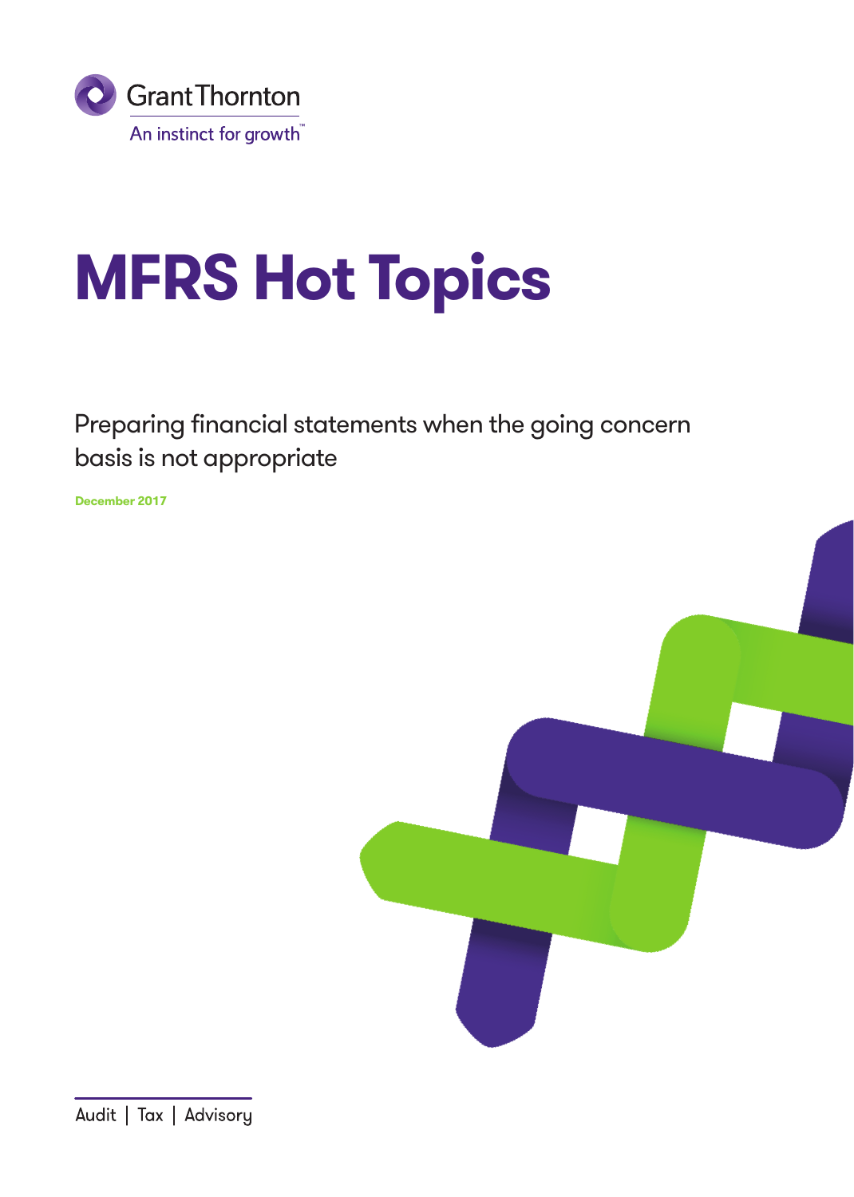Grant Thornton

An instinct for growth™

# MFRS Hot Topics

Preparing financial statements when the going concern basis is not appropriate

**December 2017**

Audit | Tax | Advisory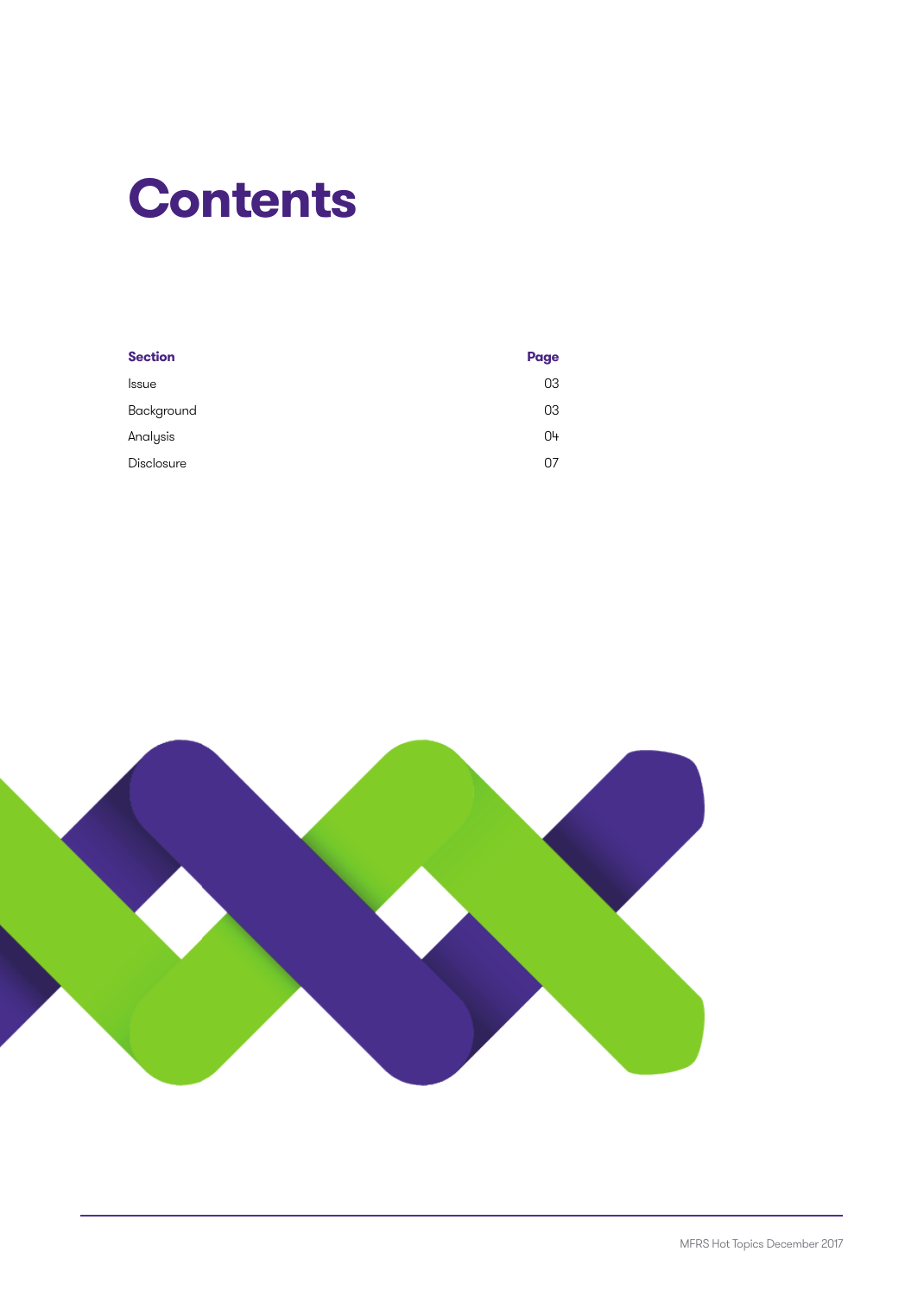# Contents

| Section | Page |
| --- | --- |
| Issue | 03 |
| Background | 03 |
| Analysis | 04 |
| Disclosure | 07 |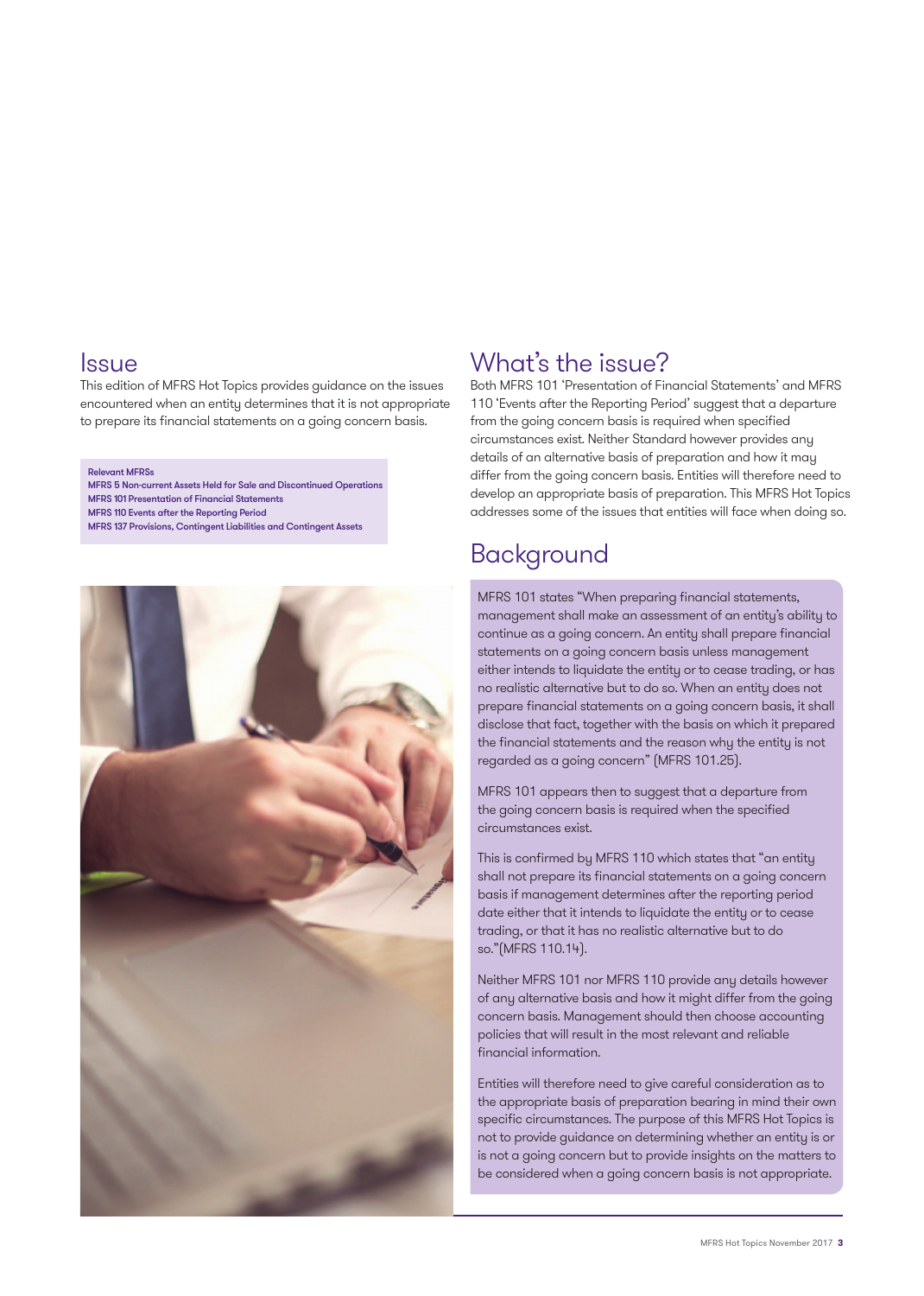## Issue

This edition of MFRS Hot Topics provides guidance on the issues encountered when an entity determines that it is not appropriate to prepare its financial statements on a going concern basis.

**Relevant MFRSs**
MFRS 5 Non-current Assets Held for Sale and Discontinued Operations
MFRS 101 Presentation of Financial Statements
MFRS 110 Events after the Reporting Period
MFRS 137 Provisions, Contingent Liabilities and Contingent Assets

## What's the issue?

Both MFRS 101 'Presentation of Financial Statements' and MFRS 110 'Events after the Reporting Period' suggest that a departure from the going concern basis is required when specified circumstances exist. Neither Standard however provides any details of an alternative basis of preparation and how it may differ from the going concern basis. Entities will therefore need to develop an appropriate basis of preparation. This MFRS Hot Topics addresses some of the issues that entities will face when doing so.

## Background

MFRS 101 states "When preparing financial statements, management shall make an assessment of an entity's ability to continue as a going concern. An entity shall prepare financial statements on a going concern basis unless management either intends to liquidate the entity or to cease trading, or has no realistic alternative but to do so. When an entity does not prepare financial statements on a going concern basis, it shall disclose that fact, together with the basis on which it prepared the financial statements and the reason why the entity is not regarded as a going concern" (MFRS 101.25).

MFRS 101 appears then to suggest that a departure from the going concern basis is required when the specified circumstances exist.

This is confirmed by MFRS 110 which states that "an entity shall not prepare its financial statements on a going concern basis if management determines after the reporting period date either that it intends to liquidate the entity or to cease trading, or that it has no realistic alternative but to do so."(MFRS 110.14).

Neither MFRS 101 nor MFRS 110 provide any details however of any alternative basis and how it might differ from the going concern basis. Management should then choose accounting policies that will result in the most relevant and reliable financial information.

Entities will therefore need to give careful consideration as to the appropriate basis of preparation bearing in mind their own specific circumstances. The purpose of this MFRS Hot Topics is not to provide guidance on determining whether an entity is or is not a going concern but to provide insights on the matters to be considered when a going concern basis is not appropriate.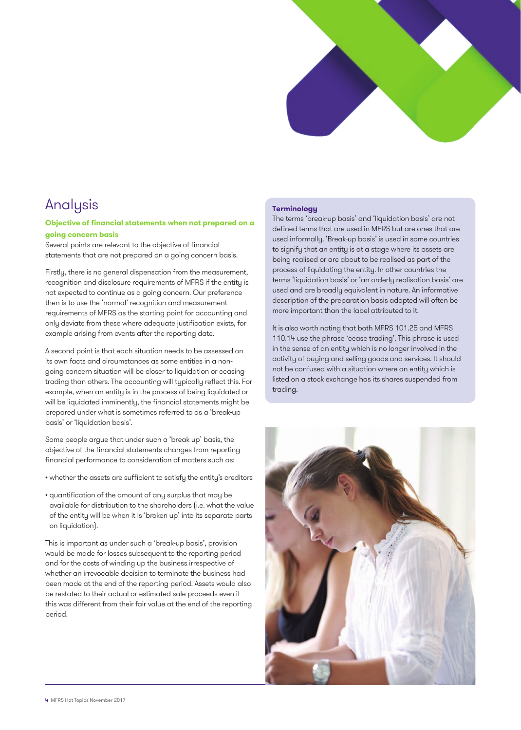# Analysis

### Objective of financial statements when not prepared on a going concern basis

Several points are relevant to the objective of financial statements that are not prepared on a going concern basis.

Firstly, there is no general dispensation from the measurement, recognition and disclosure requirements of MFRS if the entity is not expected to continue as a going concern. Our preference then is to use the 'normal' recognition and measurement requirements of MFRS as the starting point for accounting and only deviate from these where adequate justification exists, for example arising from events after the reporting date.

A second point is that each situation needs to be assessed on its own facts and circumstances as some entities in a non-going concern situation will be closer to liquidation or ceasing trading than others. The accounting will typically reflect this. For example, when an entity is in the process of being liquidated or will be liquidated imminently, the financial statements might be prepared under what is sometimes referred to as a 'break-up basis' or 'liquidation basis'.

Some people argue that under such a 'break up' basis, the objective of the financial statements changes from reporting financial performance to consideration of matters such as:

- whether the assets are sufficient to satisfy the entity's creditors
- quantification of the amount of any surplus that may be available for distribution to the shareholders (i.e. what the value of the entity will be when it is 'broken up' into its separate parts on liquidation).

This is important as under such a 'break-up basis', provision would be made for losses subsequent to the reporting period and for the costs of winding up the business irrespective of whether an irrevocable decision to terminate the business had been made at the end of the reporting period. Assets would also be restated to their actual or estimated sale proceeds even if this was different from their fair value at the end of the reporting period.

**Terminology**

The terms 'break-up basis' and 'liquidation basis' are not defined terms that are used in MFRS but are ones that are used informally. 'Break-up basis' is used in some countries to signify that an entity is at a stage where its assets are being realised or are about to be realised as part of the process of liquidating the entity. In other countries the terms 'liquidation basis' or 'an orderly realisation basis' are used and are broadly equivalent in nature. An informative description of the preparation basis adopted will often be more important than the label attributed to it.

It is also worth noting that both MFRS 101.25 and MFRS 110.14 use the phrase 'cease trading'. This phrase is used in the sense of an entity which is no longer involved in the activity of buying and selling goods and services. It should not be confused with a situation where an entity which is listed on a stock exchange has its shares suspended from trading.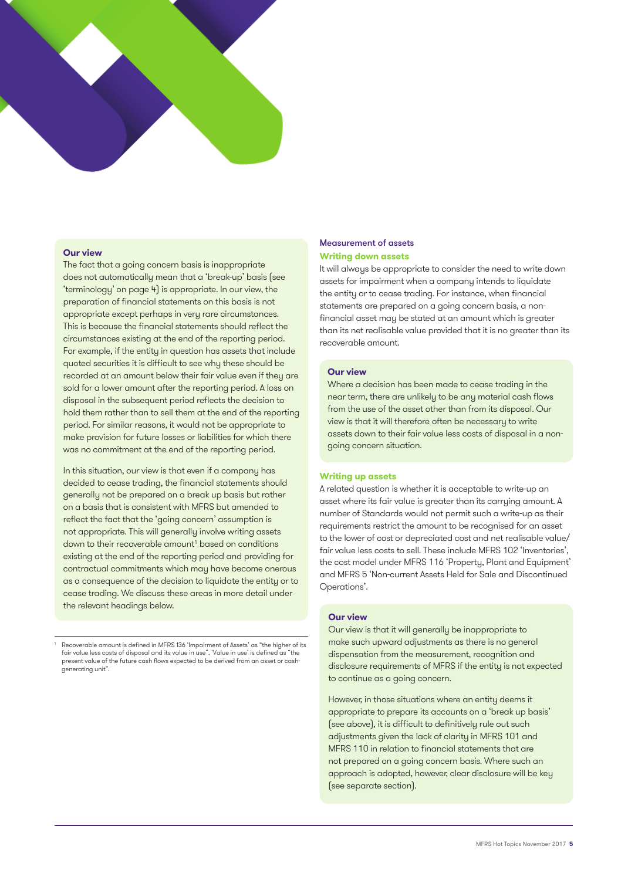### Our view

The fact that a going concern basis is inappropriate does not automatically mean that a 'break-up' basis (see 'terminology' on page 4) is appropriate. In our view, the preparation of financial statements on this basis is not appropriate except perhaps in very rare circumstances. This is because the financial statements should reflect the circumstances existing at the end of the reporting period. For example, if the entity in question has assets that include quoted securities it is difficult to see why these should be recorded at an amount below their fair value even if they are sold for a lower amount after the reporting period. A loss on disposal in the subsequent period reflects the decision to hold them rather than to sell them at the end of the reporting period. For similar reasons, it would not be appropriate to make provision for future losses or liabilities for which there was no commitment at the end of the reporting period.

In this situation, our view is that even if a company has decided to cease trading, the financial statements should generally not be prepared on a break up basis but rather on a basis that is consistent with MFRS but amended to reflect the fact that the 'going concern' assumption is not appropriate. This will generally involve writing assets down to their recoverable amount[1] based on conditions existing at the end of the reporting period and providing for contractual commitments which may have become onerous as a consequence of the decision to liquidate the entity or to cease trading. We discuss these areas in more detail under the relevant headings below.

[1] Recoverable amount is defined in MFRS 136 'Impairment of Assets' as "the higher of its fair value less costs of disposal and its value in use". 'Value in use' is defined as "the present value of the future cash flows expected to be derived from an asset or cash-generating unit".

## Measurement of assets

### Writing down assets

It will always be appropriate to consider the need to write down assets for impairment when a company intends to liquidate the entity or to cease trading. For instance, when financial statements are prepared on a going concern basis, a non-financial asset may be stated at an amount which is greater than its net realisable value provided that it is no greater than its recoverable amount.

### Our view

Where a decision has been made to cease trading in the near term, there are unlikely to be any material cash flows from the use of the asset other than from its disposal. Our view is that it will therefore often be necessary to write assets down to their fair value less costs of disposal in a non-going concern situation.

### Writing up assets

A related question is whether it is acceptable to write-up an asset where its fair value is greater than its carrying amount. A number of Standards would not permit such a write-up as their requirements restrict the amount to be recognised for an asset to the lower of cost or depreciated cost and net realisable value/fair value less costs to sell. These include MFRS 102 'Inventories', the cost model under MFRS 116 'Property, Plant and Equipment' and MFRS 5 'Non-current Assets Held for Sale and Discontinued Operations'.

### Our view

Our view is that it will generally be inappropriate to make such upward adjustments as there is no general dispensation from the measurement, recognition and disclosure requirements of MFRS if the entity is not expected to continue as a going concern.

However, in those situations where an entity deems it appropriate to prepare its accounts on a 'break up basis' (see above), it is difficult to definitively rule out such adjustments given the lack of clarity in MFRS 101 and MFRS 110 in relation to financial statements that are not prepared on a going concern basis. Where such an approach is adopted, however, clear disclosure will be key (see separate section).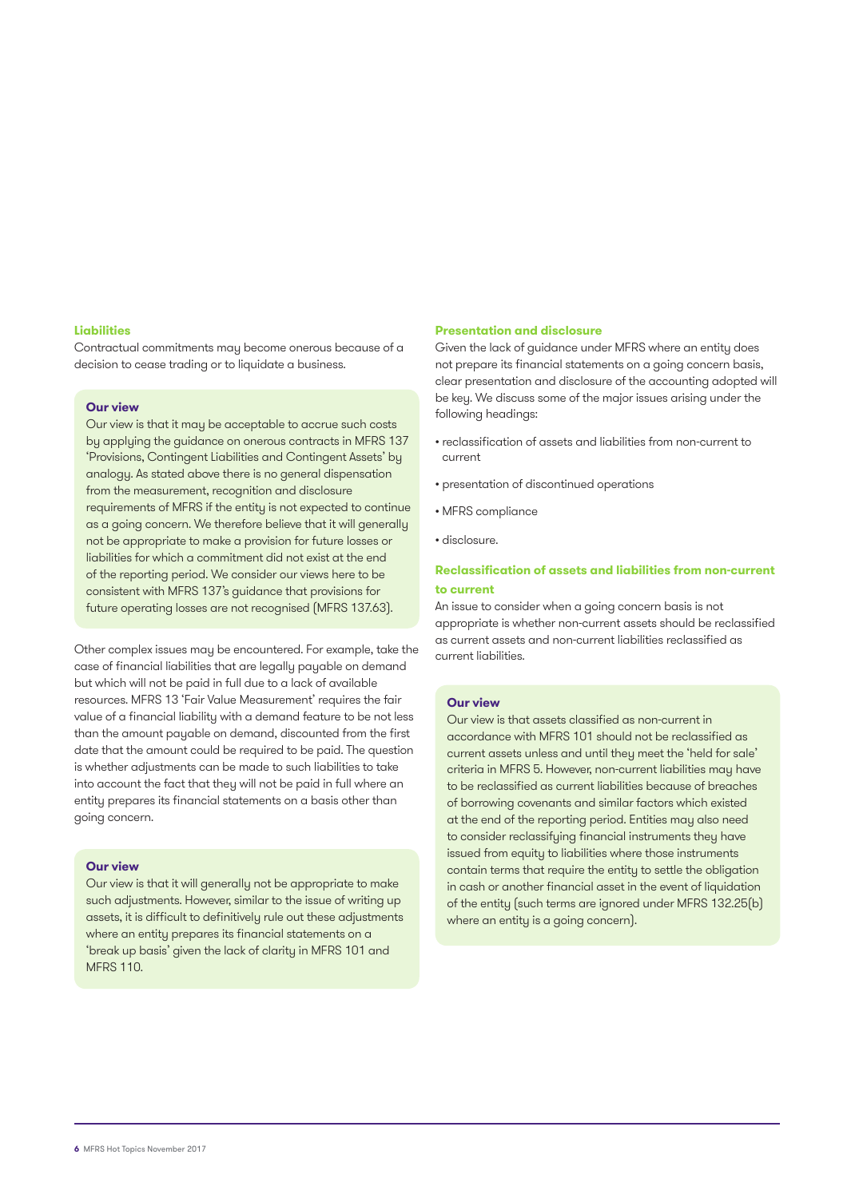### Liabilities

Contractual commitments may become onerous because of a decision to cease trading or to liquidate a business.

> **Our view**
>
> Our view is that it may be acceptable to accrue such costs by applying the guidance on onerous contracts in MFRS 137 'Provisions, Contingent Liabilities and Contingent Assets' by analogy. As stated above there is no general dispensation from the measurement, recognition and disclosure requirements of MFRS if the entity is not expected to continue as a going concern. We therefore believe that it will generally not be appropriate to make a provision for future losses or liabilities for which a commitment did not exist at the end of the reporting period. We consider our views here to be consistent with MFRS 137's guidance that provisions for future operating losses are not recognised (MFRS 137.63).

Other complex issues may be encountered. For example, take the case of financial liabilities that are legally payable on demand but which will not be paid in full due to a lack of available resources. MFRS 13 'Fair Value Measurement' requires the fair value of a financial liability with a demand feature to be not less than the amount payable on demand, discounted from the first date that the amount could be required to be paid. The question is whether adjustments can be made to such liabilities to take into account the fact that they will not be paid in full where an entity prepares its financial statements on a basis other than going concern.

> **Our view**
>
> Our view is that it will generally not be appropriate to make such adjustments. However, similar to the issue of writing up assets, it is difficult to definitively rule out these adjustments where an entity prepares its financial statements on a 'break up basis' given the lack of clarity in MFRS 101 and MFRS 110.

### Presentation and disclosure

Given the lack of guidance under MFRS where an entity does not prepare its financial statements on a going concern basis, clear presentation and disclosure of the accounting adopted will be key. We discuss some of the major issues arising under the following headings:

- reclassification of assets and liabilities from non-current to current
- presentation of discontinued operations
- MFRS compliance
- disclosure.

### Reclassification of assets and liabilities from non-current to current

An issue to consider when a going concern basis is not appropriate is whether non-current assets should be reclassified as current assets and non-current liabilities reclassified as current liabilities.

> **Our view**
>
> Our view is that assets classified as non-current in accordance with MFRS 101 should not be reclassified as current assets unless and until they meet the 'held for sale' criteria in MFRS 5. However, non-current liabilities may have to be reclassified as current liabilities because of breaches of borrowing covenants and similar factors which existed at the end of the reporting period. Entities may also need to consider reclassifying financial instruments they have issued from equity to liabilities where those instruments contain terms that require the entity to settle the obligation in cash or another financial asset in the event of liquidation of the entity (such terms are ignored under MFRS 132.25(b) where an entity is a going concern).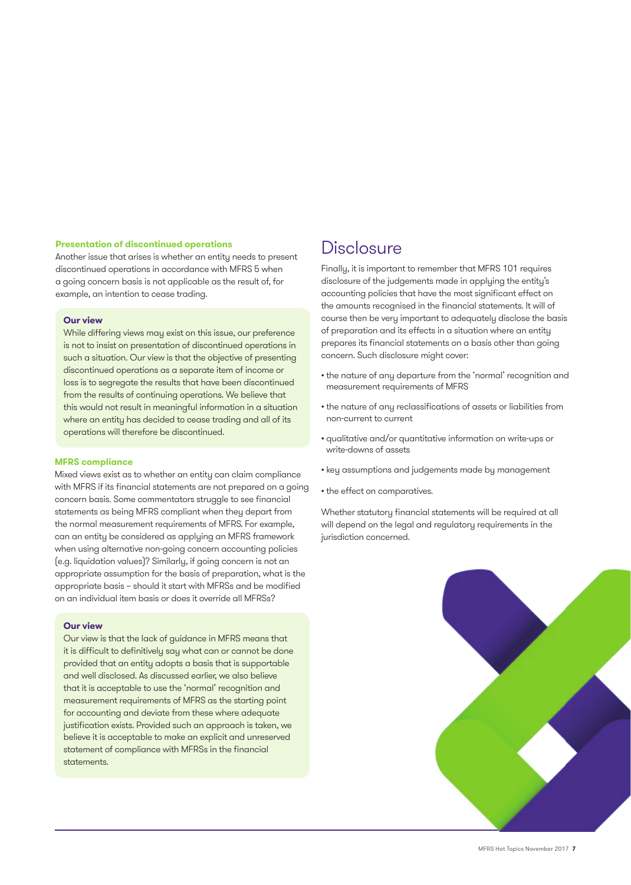### Presentation of discontinued operations

Another issue that arises is whether an entity needs to present discontinued operations in accordance with MFRS 5 when a going concern basis is not applicable as the result of, for example, an intention to cease trading.

**Our view**

While differing views may exist on this issue, our preference is not to insist on presentation of discontinued operations in such a situation. Our view is that the objective of presenting discontinued operations as a separate item of income or loss is to segregate the results that have been discontinued from the results of continuing operations. We believe that this would not result in meaningful information in a situation where an entity has decided to cease trading and all of its operations will therefore be discontinued.

### MFRS compliance

Mixed views exist as to whether an entity can claim compliance with MFRS if its financial statements are not prepared on a going concern basis. Some commentators struggle to see financial statements as being MFRS compliant when they depart from the normal measurement requirements of MFRS. For example, can an entity be considered as applying an MFRS framework when using alternative non-going concern accounting policies (e.g. liquidation values)? Similarly, if going concern is not an appropriate assumption for the basis of preparation, what is the appropriate basis – should it start with MFRSs and be modified on an individual item basis or does it override all MFRSs?

**Our view**

Our view is that the lack of guidance in MFRS means that it is difficult to definitively say what can or cannot be done provided that an entity adopts a basis that is supportable and well disclosed. As discussed earlier, we also believe that it is acceptable to use the 'normal' recognition and measurement requirements of MFRS as the starting point for accounting and deviate from these where adequate justification exists. Provided such an approach is taken, we believe it is acceptable to make an explicit and unreserved statement of compliance with MFRSs in the financial statements.

## Disclosure

Finally, it is important to remember that MFRS 101 requires disclosure of the judgements made in applying the entity's accounting policies that have the most significant effect on the amounts recognised in the financial statements. It will of course then be very important to adequately disclose the basis of preparation and its effects in a situation where an entity prepares its financial statements on a basis other than going concern. Such disclosure might cover:

- the nature of any departure from the 'normal' recognition and measurement requirements of MFRS
- the nature of any reclassifications of assets or liabilities from non-current to current
- qualitative and/or quantitative information on write-ups or write-downs of assets
- key assumptions and judgements made by management
- the effect on comparatives.

Whether statutory financial statements will be required at all will depend on the legal and regulatory requirements in the jurisdiction concerned.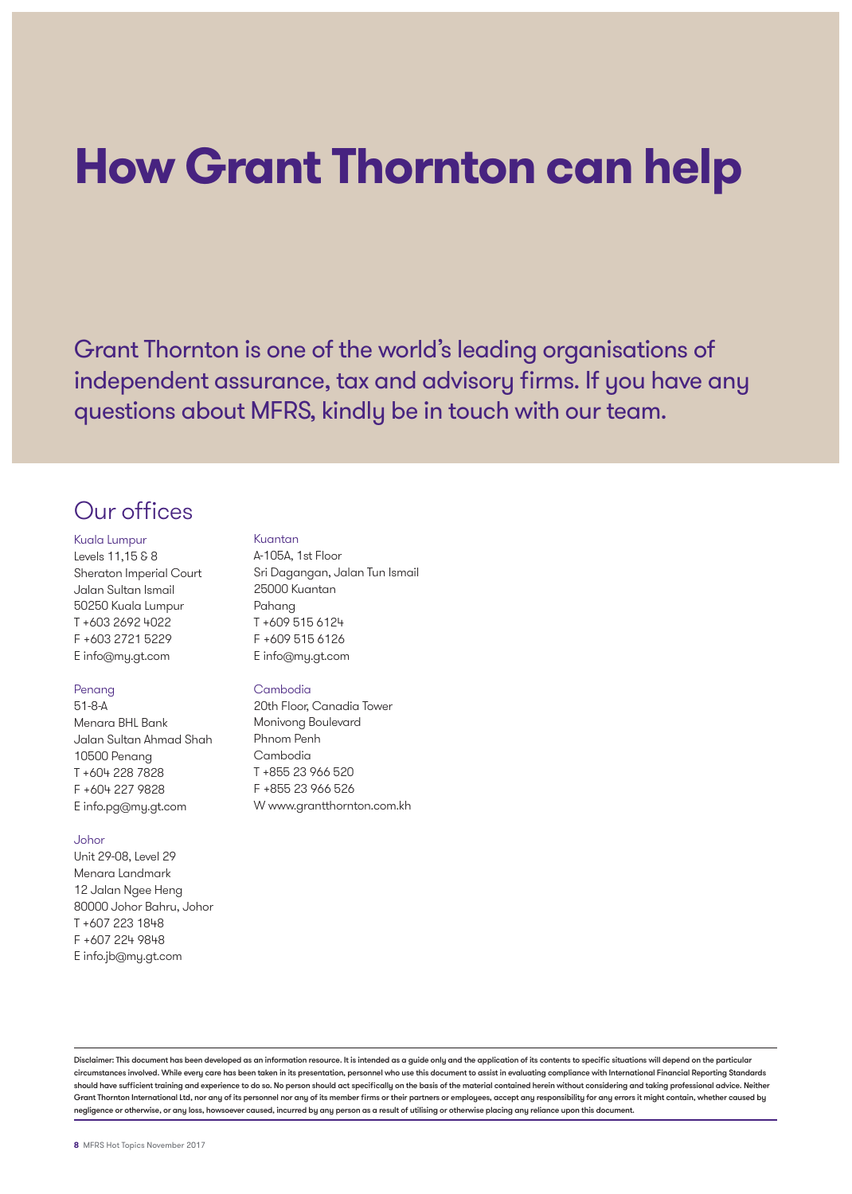# How Grant Thornton can help

Grant Thornton is one of the world's leading organisations of independent assurance, tax and advisory firms. If you have any questions about MFRS, kindly be in touch with our team.

## Our offices

**Kuala Lumpur**
Levels 11,15 & 8
Sheraton Imperial Court
Jalan Sultan Ismail
50250 Kuala Lumpur
T +603 2692 4022
F +603 2721 5229
E info@my.gt.com

**Penang**
51-8-A
Menara BHL Bank
Jalan Sultan Ahmad Shah
10500 Penang
T +604 228 7828
F +604 227 9828
E info.pg@my.gt.com

**Johor**
Unit 29-08, Level 29
Menara Landmark
12 Jalan Ngee Heng
80000 Johor Bahru, Johor
T +607 223 1848
F +607 224 9848
E info.jb@my.gt.com

**Kuantan**
A-105A, 1st Floor
Sri Dagangan, Jalan Tun Ismail
25000 Kuantan
Pahang
T +609 515 6124
F +609 515 6126
E info@my.gt.com

**Cambodia**
20th Floor, Canadia Tower
Monivong Boulevard
Phnom Penh
Cambodia
T +855 23 966 520
F +855 23 966 526
W www.grantthornton.com.kh

Disclaimer: This document has been developed as an information resource. It is intended as a guide only and the application of its contents to specific situations will depend on the particular circumstances involved. While every care has been taken in its presentation, personnel who use this document to assist in evaluating compliance with International Financial Reporting Standards should have sufficient training and experience to do so. No person should act specifically on the basis of the material contained herein without considering and taking professional advice. Neither Grant Thornton International Ltd, nor any of its personnel nor any of its member firms or their partners or employees, accept any responsibility for any errors it might contain, whether caused by negligence or otherwise, or any loss, howsoever caused, incurred by any person as a result of utilising or otherwise placing any reliance upon this document.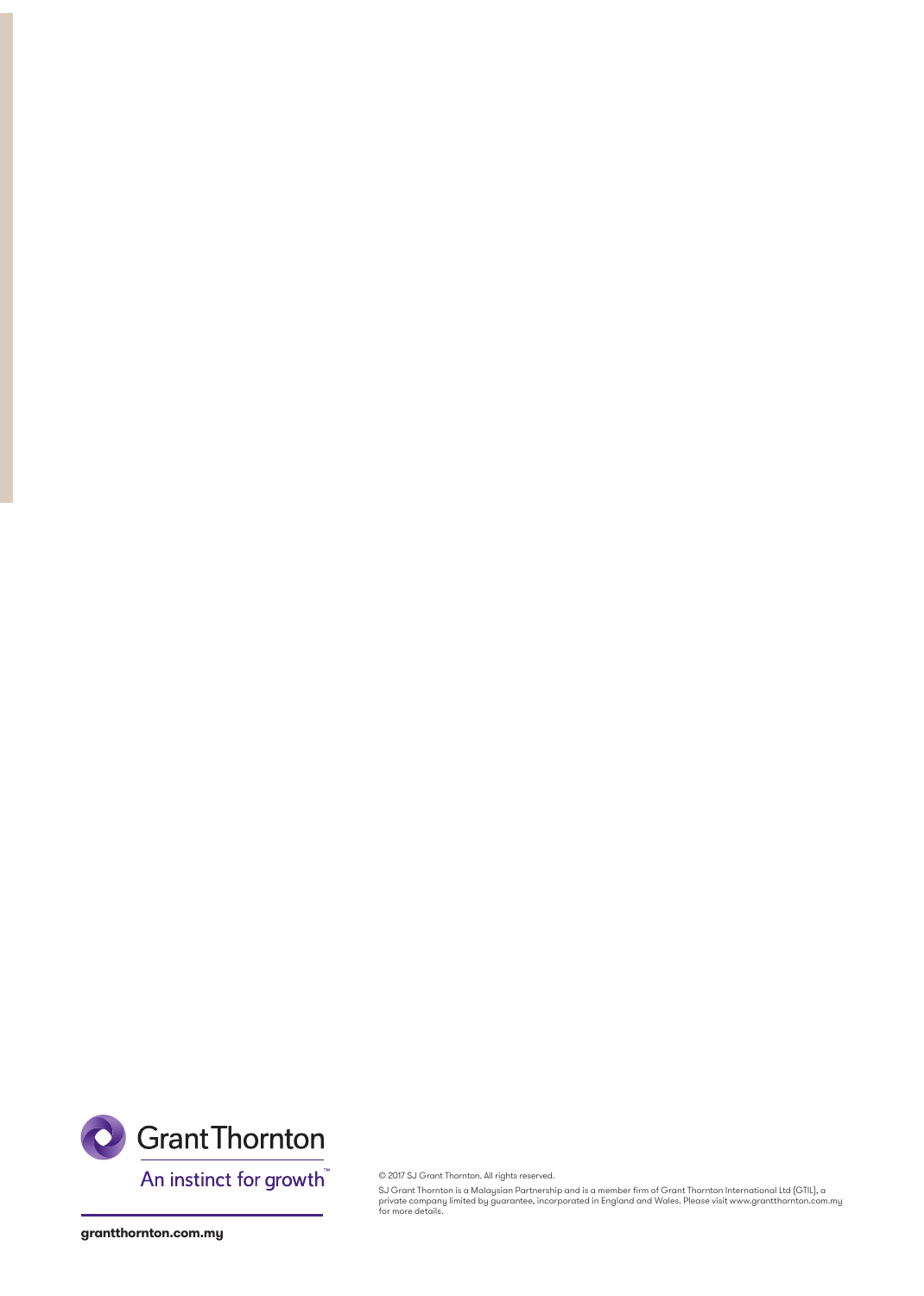Grant Thornton

An instinct for growth™

© 2017 SJ Grant Thornton. All rights reserved.

SJ Grant Thornton is a Malaysian Partnership and is a member firm of Grant Thornton International Ltd (GTIL), a private company limited by guarantee, incorporated in England and Wales. Please visit www.grantthornton.com.my for more details.

**grantthornton.com.my**